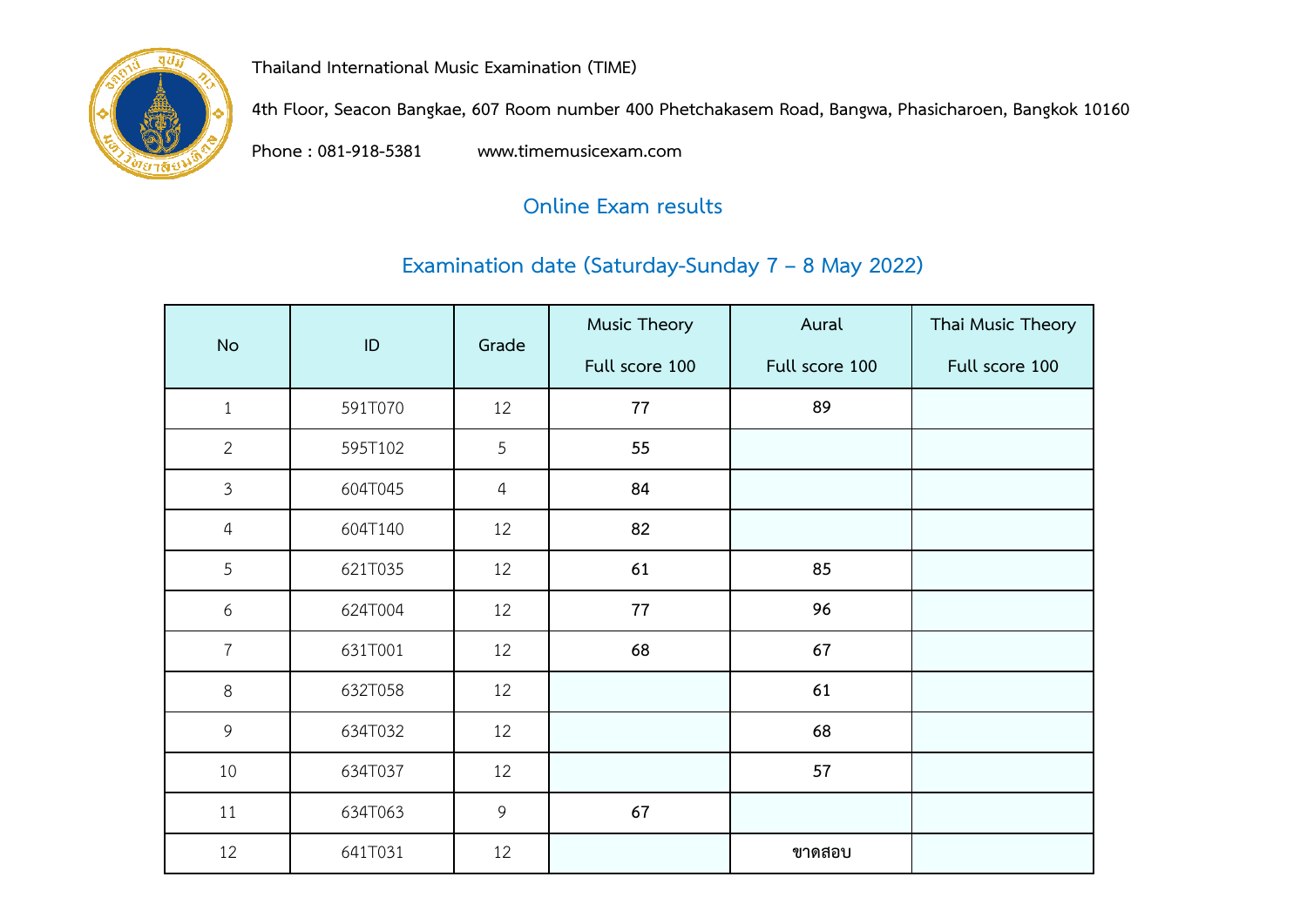Thailand International Music Examination (TIME)

4th Floor, Seacon Bangkae, 607 Room number 400 Phetchakasem Road, Bangwa, Phasicharoen, Bangkok 10160

Phone : 081-918-5381 www.timemusicexam.com

## Online Exam results

## Examination date (Saturday-Sunday 7 – 8 May 2022)

| No | ID | Grade | Music Theory<br>Full score 100 | Aural<br>Full score 100 | Thai Music Theory<br>Full score 100 |
|---|---|---|---|---|---|
| 1 | 591T070 | 12 | 77 | 89 | |
| 2 | 595T102 | 5 | 55 | | |
| 3 | 604T045 | 4 | 84 | | |
| 4 | 604T140 | 12 | 82 | | |
| 5 | 621T035 | 12 | 61 | 85 | |
| 6 | 624T004 | 12 | 77 | 96 | |
| 7 | 631T001 | 12 | 68 | 67 | |
| 8 | 632T058 | 12 | | 61 | |
| 9 | 634T032 | 12 | | 68 | |
| 10 | 634T037 | 12 | | 57 | |
| 11 | 634T063 | 9 | 67 | | |
| 12 | 641T031 | 12 | | ขาดสอบ | |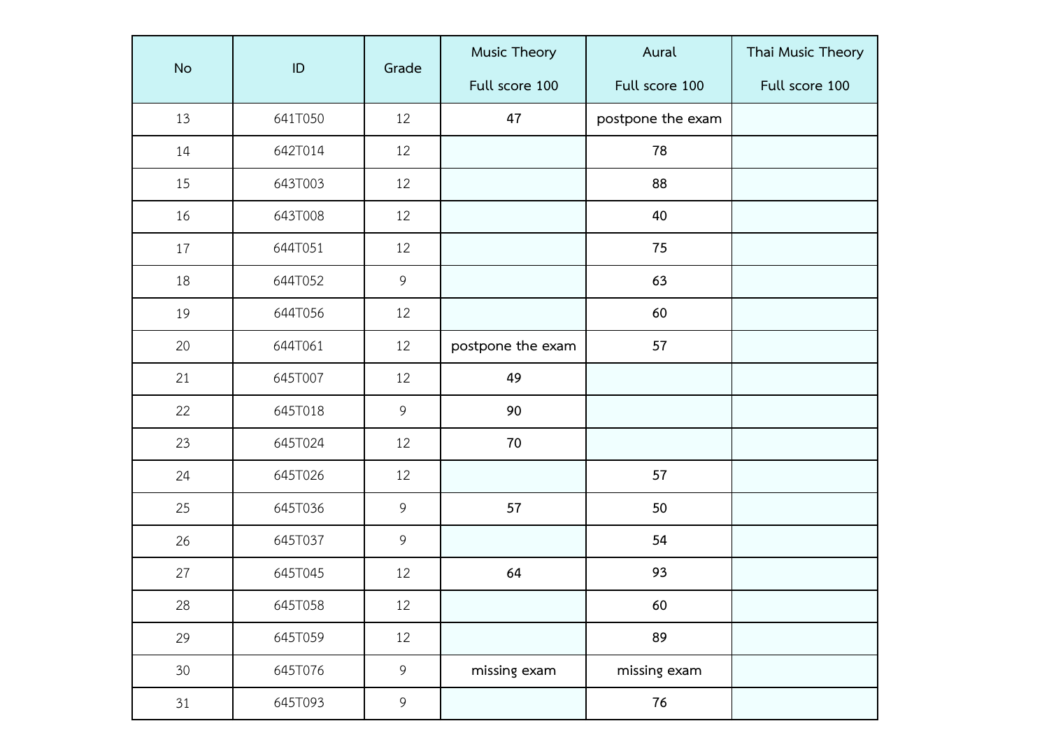| No | ID | Grade | Music Theory<br>Full score 100 | Aural<br>Full score 100 | Thai Music Theory<br>Full score 100 |
|---|---|---|---|---|---|
| 13 | 641T050 | 12 | 47 | postpone the exam | |
| 14 | 642T014 | 12 | | 78 | |
| 15 | 643T003 | 12 | | 88 | |
| 16 | 643T008 | 12 | | 40 | |
| 17 | 644T051 | 12 | | 75 | |
| 18 | 644T052 | 9 | | 63 | |
| 19 | 644T056 | 12 | | 60 | |
| 20 | 644T061 | 12 | postpone the exam | 57 | |
| 21 | 645T007 | 12 | 49 | | |
| 22 | 645T018 | 9 | 90 | | |
| 23 | 645T024 | 12 | 70 | | |
| 24 | 645T026 | 12 | | 57 | |
| 25 | 645T036 | 9 | 57 | 50 | |
| 26 | 645T037 | 9 | | 54 | |
| 27 | 645T045 | 12 | 64 | 93 | |
| 28 | 645T058 | 12 | | 60 | |
| 29 | 645T059 | 12 | | 89 | |
| 30 | 645T076 | 9 | missing exam | missing exam | |
| 31 | 645T093 | 9 | | 76 | |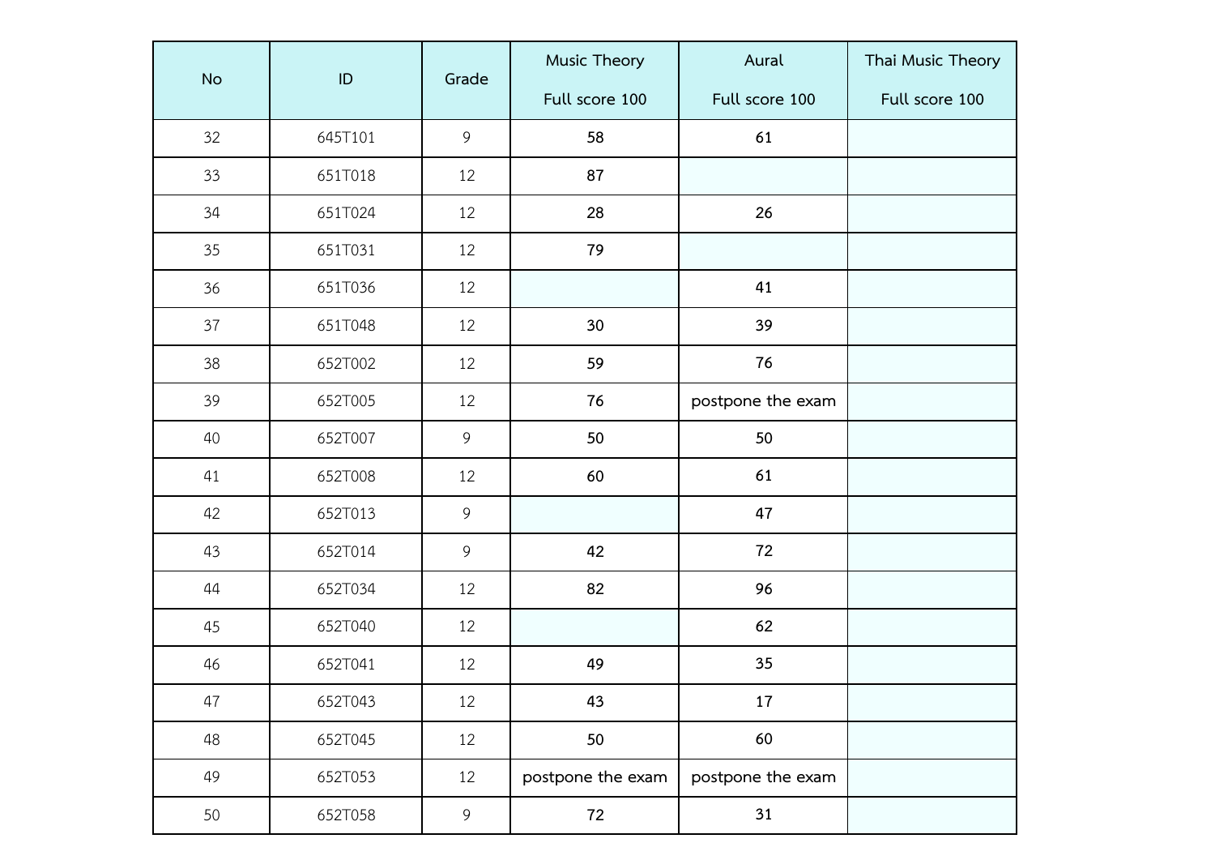| No | ID | Grade | Music Theory<br>Full score 100 | Aural<br>Full score 100 | Thai Music Theory<br>Full score 100 |
|---|---|---|---|---|---|
| 32 | 645T101 | 9 | 58 | 61 | |
| 33 | 651T018 | 12 | 87 | | |
| 34 | 651T024 | 12 | 28 | 26 | |
| 35 | 651T031 | 12 | 79 | | |
| 36 | 651T036 | 12 | | 41 | |
| 37 | 651T048 | 12 | 30 | 39 | |
| 38 | 652T002 | 12 | 59 | 76 | |
| 39 | 652T005 | 12 | 76 | postpone the exam | |
| 40 | 652T007 | 9 | 50 | 50 | |
| 41 | 652T008 | 12 | 60 | 61 | |
| 42 | 652T013 | 9 | | 47 | |
| 43 | 652T014 | 9 | 42 | 72 | |
| 44 | 652T034 | 12 | 82 | 96 | |
| 45 | 652T040 | 12 | | 62 | |
| 46 | 652T041 | 12 | 49 | 35 | |
| 47 | 652T043 | 12 | 43 | 17 | |
| 48 | 652T045 | 12 | 50 | 60 | |
| 49 | 652T053 | 12 | postpone the exam | postpone the exam | |
| 50 | 652T058 | 9 | 72 | 31 | |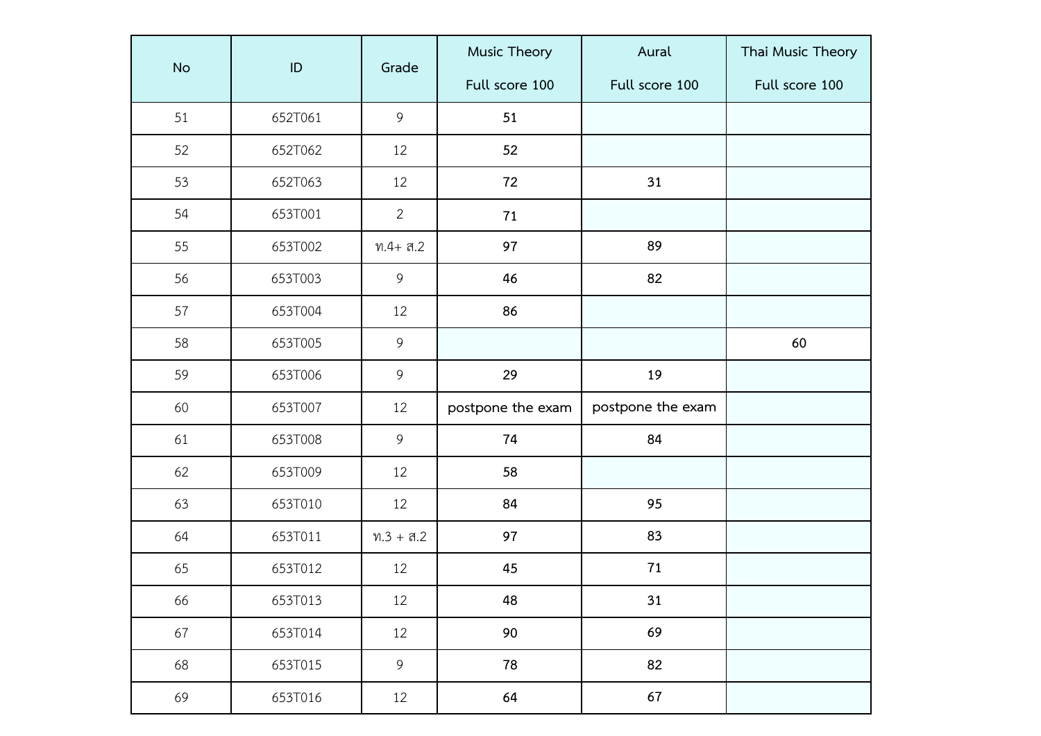| No | ID | Grade | Music Theory Full score 100 | Aural Full score 100 | Thai Music Theory Full score 100 |
|---|---|---|---|---|---|
| 51 | 652T061 | 9 | 51 | | |
| 52 | 652T062 | 12 | 52 | | |
| 53 | 652T063 | 12 | 72 | 31 | |
| 54 | 653T001 | 2 | 71 | | |
| 55 | 653T002 | ท.4+ ส.2 | 97 | 89 | |
| 56 | 653T003 | 9 | 46 | 82 | |
| 57 | 653T004 | 12 | 86 | | |
| 58 | 653T005 | 9 | | | 60 |
| 59 | 653T006 | 9 | 29 | 19 | |
| 60 | 653T007 | 12 | postpone the exam | postpone the exam | |
| 61 | 653T008 | 9 | 74 | 84 | |
| 62 | 653T009 | 12 | 58 | | |
| 63 | 653T010 | 12 | 84 | 95 | |
| 64 | 653T011 | ท.3 + ส.2 | 97 | 83 | |
| 65 | 653T012 | 12 | 45 | 71 | |
| 66 | 653T013 | 12 | 48 | 31 | |
| 67 | 653T014 | 12 | 90 | 69 | |
| 68 | 653T015 | 9 | 78 | 82 | |
| 69 | 653T016 | 12 | 64 | 67 | |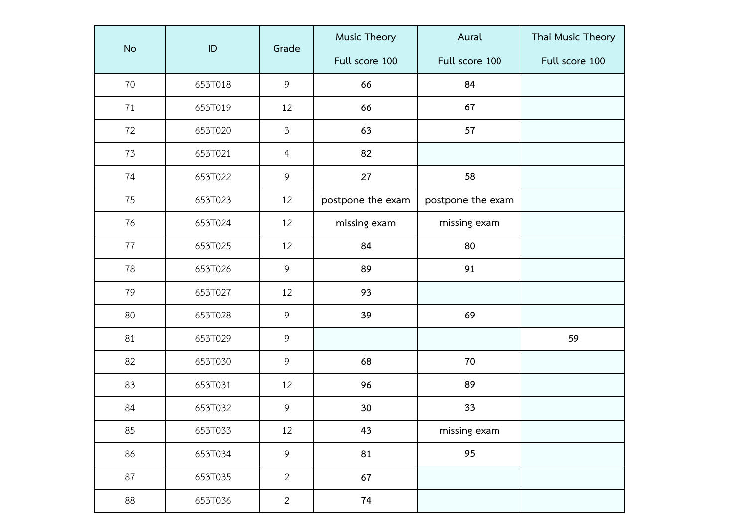| No | ID | Grade | Music Theory<br>Full score 100 | Aural<br>Full score 100 | Thai Music Theory<br>Full score 100 |
|---|---|---|---|---|---|
| 70 | 653T018 | 9 | 66 | 84 | |
| 71 | 653T019 | 12 | 66 | 67 | |
| 72 | 653T020 | 3 | 63 | 57 | |
| 73 | 653T021 | 4 | 82 | | |
| 74 | 653T022 | 9 | 27 | 58 | |
| 75 | 653T023 | 12 | postpone the exam | postpone the exam | |
| 76 | 653T024 | 12 | missing exam | missing exam | |
| 77 | 653T025 | 12 | 84 | 80 | |
| 78 | 653T026 | 9 | 89 | 91 | |
| 79 | 653T027 | 12 | 93 | | |
| 80 | 653T028 | 9 | 39 | 69 | |
| 81 | 653T029 | 9 | | | 59 |
| 82 | 653T030 | 9 | 68 | 70 | |
| 83 | 653T031 | 12 | 96 | 89 | |
| 84 | 653T032 | 9 | 30 | 33 | |
| 85 | 653T033 | 12 | 43 | missing exam | |
| 86 | 653T034 | 9 | 81 | 95 | |
| 87 | 653T035 | 2 | 67 | | |
| 88 | 653T036 | 2 | 74 | | |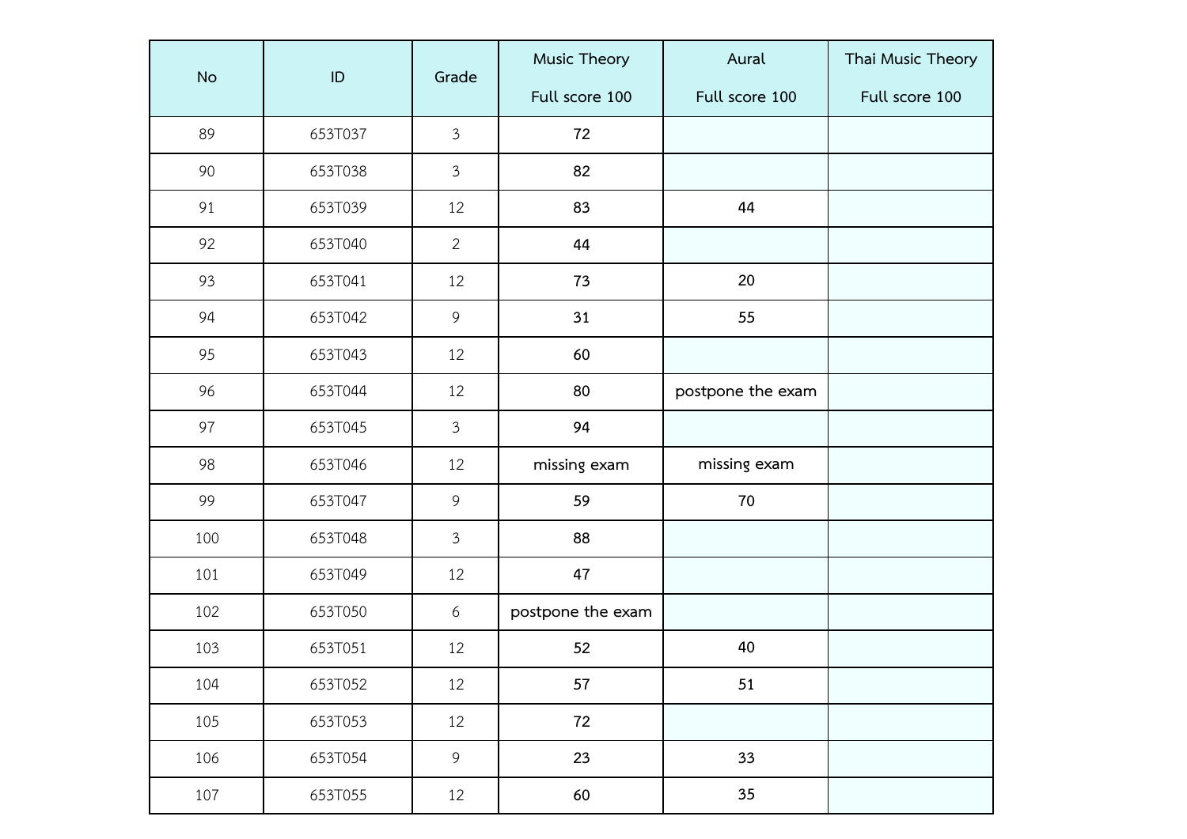| No | ID | Grade | Music Theory Full score 100 | Aural Full score 100 | Thai Music Theory Full score 100 |
|---|---|---|---|---|---|
| 89 | 653T037 | 3 | 72 | | |
| 90 | 653T038 | 3 | 82 | | |
| 91 | 653T039 | 12 | 83 | 44 | |
| 92 | 653T040 | 2 | 44 | | |
| 93 | 653T041 | 12 | 73 | 20 | |
| 94 | 653T042 | 9 | 31 | 55 | |
| 95 | 653T043 | 12 | 60 | | |
| 96 | 653T044 | 12 | 80 | postpone the exam | |
| 97 | 653T045 | 3 | 94 | | |
| 98 | 653T046 | 12 | missing exam | missing exam | |
| 99 | 653T047 | 9 | 59 | 70 | |
| 100 | 653T048 | 3 | 88 | | |
| 101 | 653T049 | 12 | 47 | | |
| 102 | 653T050 | 6 | postpone the exam | | |
| 103 | 653T051 | 12 | 52 | 40 | |
| 104 | 653T052 | 12 | 57 | 51 | |
| 105 | 653T053 | 12 | 72 | | |
| 106 | 653T054 | 9 | 23 | 33 | |
| 107 | 653T055 | 12 | 60 | 35 | |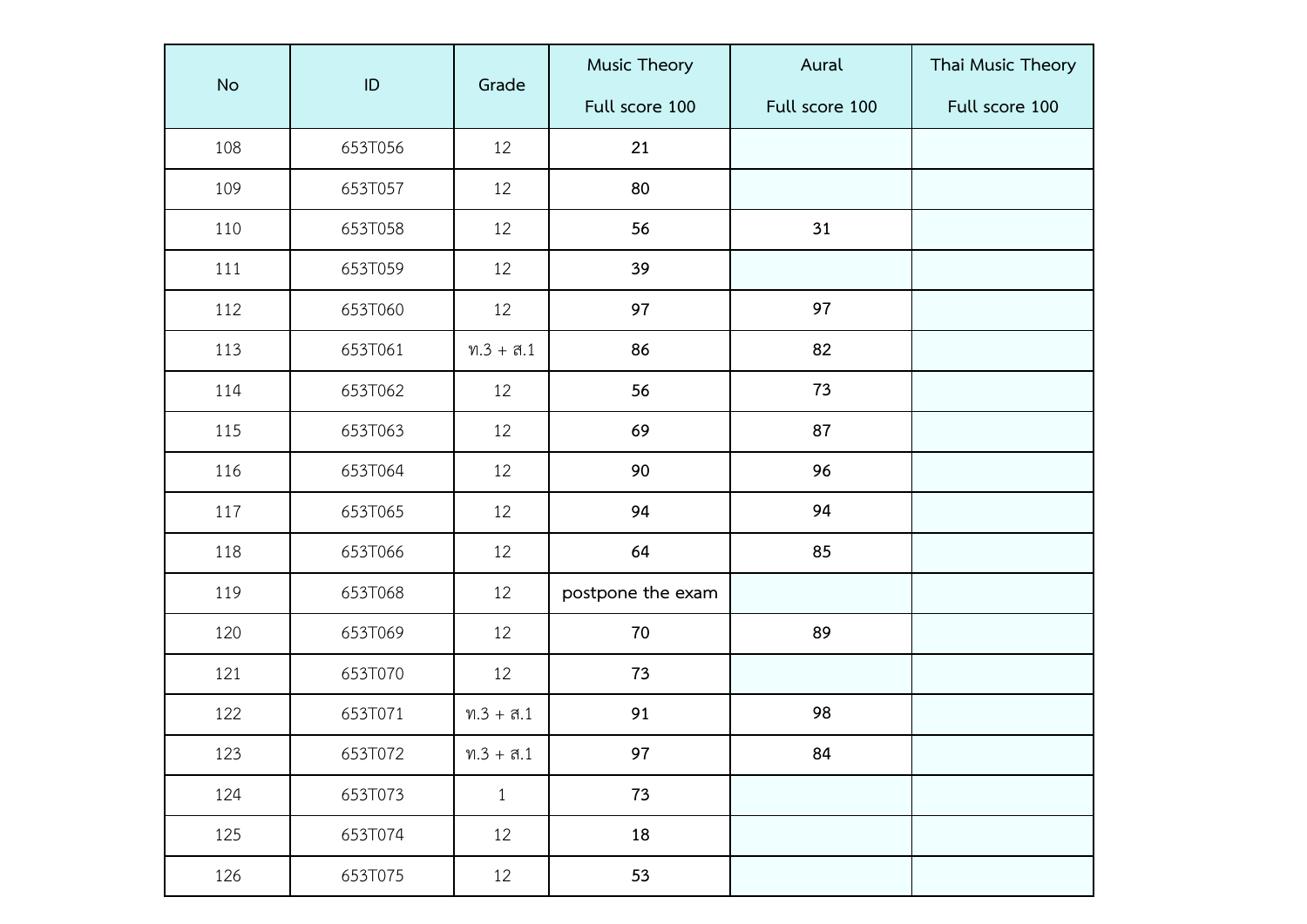| No | ID | Grade | Music Theory<br>Full score 100 | Aural<br>Full score 100 | Thai Music Theory<br>Full score 100 |
|---|---|---|---|---|---|
| 108 | 653T056 | 12 | 21 | | |
| 109 | 653T057 | 12 | 80 | | |
| 110 | 653T058 | 12 | 56 | 31 | |
| 111 | 653T059 | 12 | 39 | | |
| 112 | 653T060 | 12 | 97 | 97 | |
| 113 | 653T061 | ท.3 + ส.1 | 86 | 82 | |
| 114 | 653T062 | 12 | 56 | 73 | |
| 115 | 653T063 | 12 | 69 | 87 | |
| 116 | 653T064 | 12 | 90 | 96 | |
| 117 | 653T065 | 12 | 94 | 94 | |
| 118 | 653T066 | 12 | 64 | 85 | |
| 119 | 653T068 | 12 | postpone the exam | | |
| 120 | 653T069 | 12 | 70 | 89 | |
| 121 | 653T070 | 12 | 73 | | |
| 122 | 653T071 | ท.3 + ส.1 | 91 | 98 | |
| 123 | 653T072 | ท.3 + ส.1 | 97 | 84 | |
| 124 | 653T073 | 1 | 73 | | |
| 125 | 653T074 | 12 | 18 | | |
| 126 | 653T075 | 12 | 53 | | |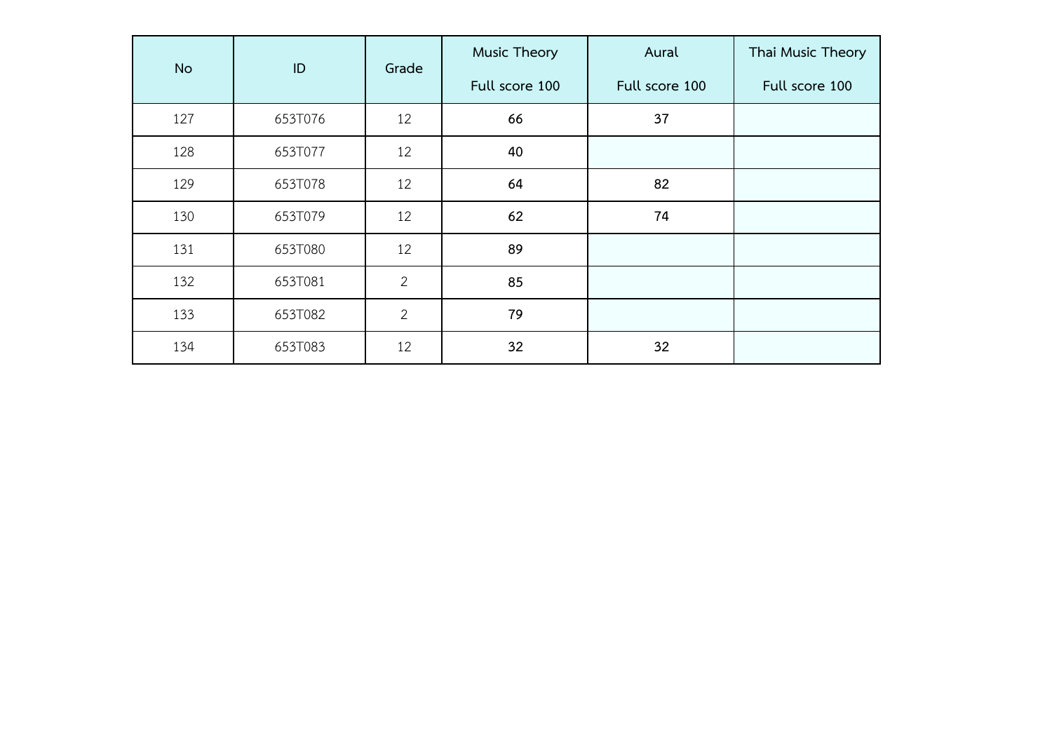| No | ID | Grade | Music Theory<br>Full score 100 | Aural<br>Full score 100 | Thai Music Theory<br>Full score 100 |
|---|---|---|---|---|---|
| 127 | 653T076 | 12 | **66** | **37** | |
| 128 | 653T077 | 12 | **40** | | |
| 129 | 653T078 | 12 | **64** | **82** | |
| 130 | 653T079 | 12 | **62** | **74** | |
| 131 | 653T080 | 12 | **89** | | |
| 132 | 653T081 | 2 | **85** | | |
| 133 | 653T082 | 2 | **79** | | |
| 134 | 653T083 | 12 | **32** | **32** | |